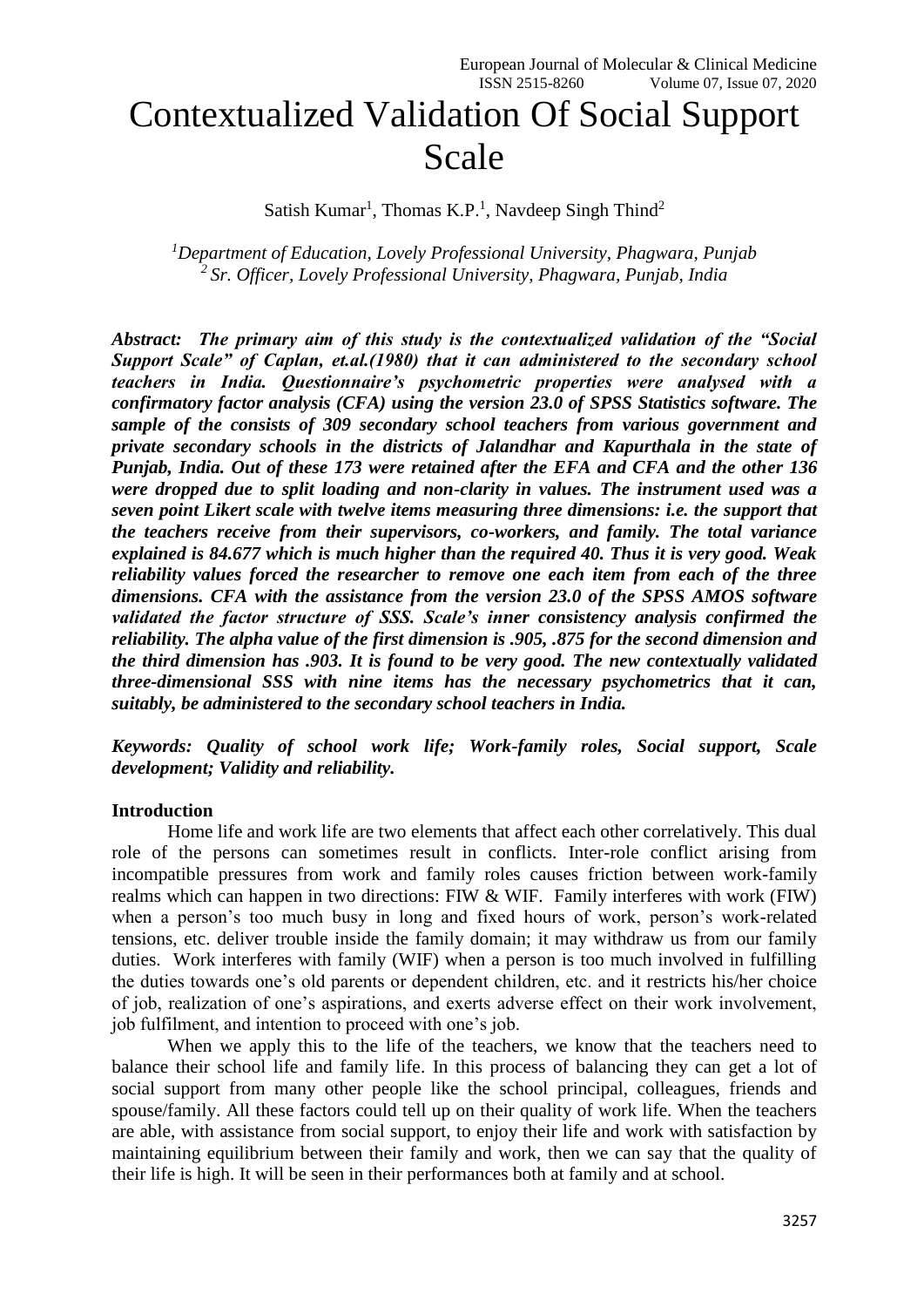# Contextualized Validation Of Social Support Scale

Satish Kumar[1], Thomas K.P.[1], Navdeep Singh Thind[2]

[1]*Department of Education, Lovely Professional University, Phagwara, Punjab*
[2]*Sr. Officer, Lovely Professional University, Phagwara, Punjab, India*

***Abstract: The primary aim of this study is the contextualized validation of the "Social Support Scale" of Caplan, et.al.(1980) that it can administered to the secondary school teachers in India. Questionnaire's psychometric properties were analysed with a confirmatory factor analysis (CFA) using the version 23.0 of SPSS Statistics software. The sample of the consists of 309 secondary school teachers from various government and private secondary schools in the districts of Jalandhar and Kapurthala in the state of Punjab, India. Out of these 173 were retained after the EFA and CFA and the other 136 were dropped due to split loading and non-clarity in values. The instrument used was a seven point Likert scale with twelve items measuring three dimensions: i.e. the support that the teachers receive from their supervisors, co-workers, and family. The total variance explained is 84.677 which is much higher than the required 40. Thus it is very good. Weak reliability values forced the researcher to remove one each item from each of the three dimensions. CFA with the assistance from the version 23.0 of the SPSS AMOS software validated the factor structure of SSS. Scale's inner consistency analysis confirmed the reliability. The alpha value of the first dimension is .905, .875 for the second dimension and the third dimension has .903. It is found to be very good. The new contextually validated three-dimensional SSS with nine items has the necessary psychometrics that it can, suitably, be administered to the secondary school teachers in India.***

***Keywords: Quality of school work life; Work-family roles, Social support, Scale development; Validity and reliability.***

## Introduction

Home life and work life are two elements that affect each other correlatively. This dual role of the persons can sometimes result in conflicts. Inter-role conflict arising from incompatible pressures from work and family roles causes friction between work-family realms which can happen in two directions: FIW & WIF. Family interferes with work (FIW) when a person's too much busy in long and fixed hours of work, person's work-related tensions, etc. deliver trouble inside the family domain; it may withdraw us from our family duties. Work interferes with family (WIF) when a person is too much involved in fulfilling the duties towards one's old parents or dependent children, etc. and it restricts his/her choice of job, realization of one's aspirations, and exerts adverse effect on their work involvement, job fulfilment, and intention to proceed with one's job.

When we apply this to the life of the teachers, we know that the teachers need to balance their school life and family life. In this process of balancing they can get a lot of social support from many other people like the school principal, colleagues, friends and spouse/family. All these factors could tell up on their quality of work life. When the teachers are able, with assistance from social support, to enjoy their life and work with satisfaction by maintaining equilibrium between their family and work, then we can say that the quality of their life is high. It will be seen in their performances both at family and at school.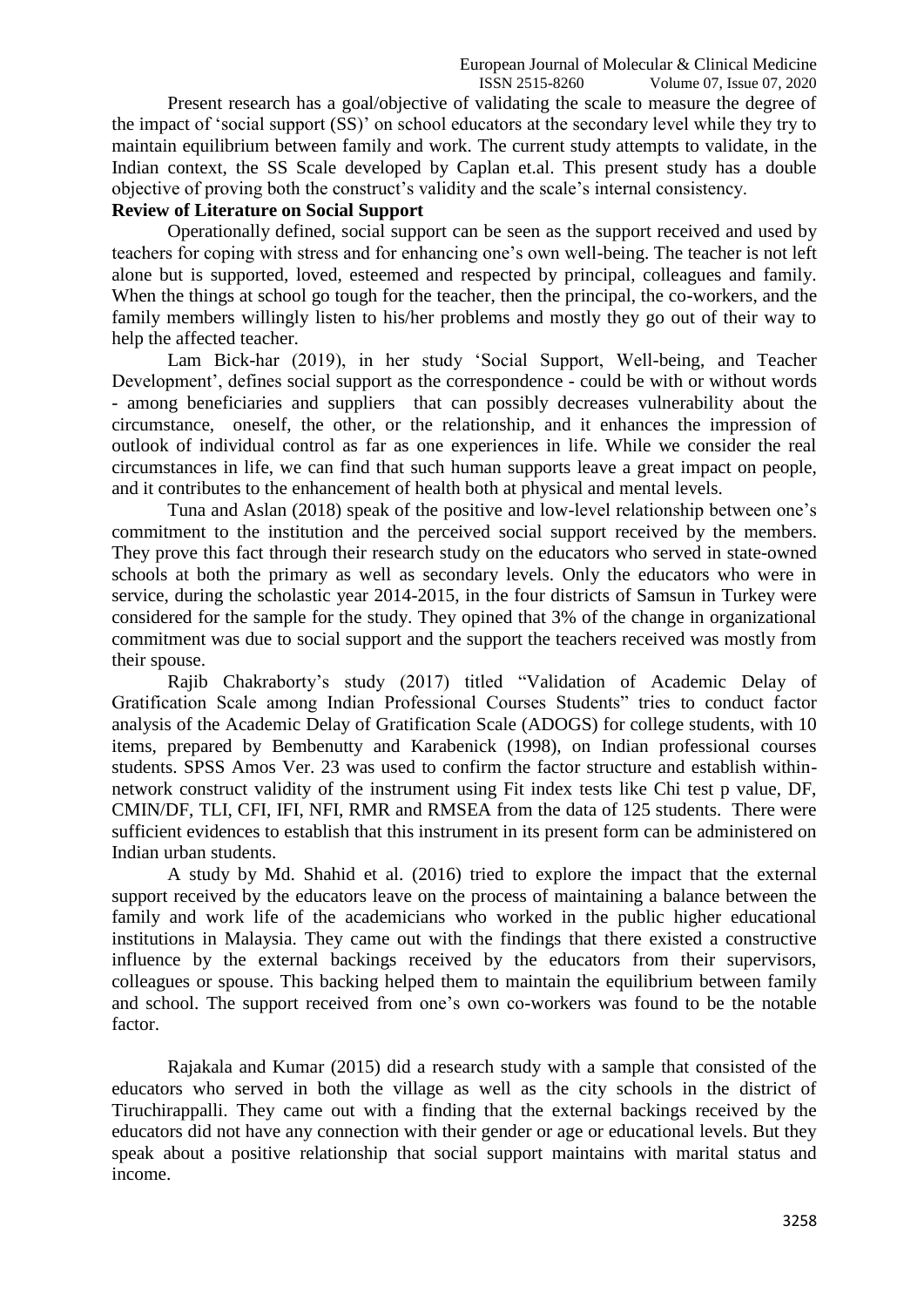Present research has a goal/objective of validating the scale to measure the degree of the impact of 'social support (SS)' on school educators at the secondary level while they try to maintain equilibrium between family and work. The current study attempts to validate, in the Indian context, the SS Scale developed by Caplan et.al. This present study has a double objective of proving both the construct's validity and the scale's internal consistency.

**Review of Literature on Social Support**

Operationally defined, social support can be seen as the support received and used by teachers for coping with stress and for enhancing one's own well-being. The teacher is not left alone but is supported, loved, esteemed and respected by principal, colleagues and family. When the things at school go tough for the teacher, then the principal, the co-workers, and the family members willingly listen to his/her problems and mostly they go out of their way to help the affected teacher.

Lam Bick-har (2019), in her study 'Social Support, Well-being, and Teacher Development', defines social support as the correspondence - could be with or without words - among beneficiaries and suppliers that can possibly decreases vulnerability about the circumstance, oneself, the other, or the relationship, and it enhances the impression of outlook of individual control as far as one experiences in life. While we consider the real circumstances in life, we can find that such human supports leave a great impact on people, and it contributes to the enhancement of health both at physical and mental levels.

Tuna and Aslan (2018) speak of the positive and low-level relationship between one's commitment to the institution and the perceived social support received by the members. They prove this fact through their research study on the educators who served in state-owned schools at both the primary as well as secondary levels. Only the educators who were in service, during the scholastic year 2014-2015, in the four districts of Samsun in Turkey were considered for the sample for the study. They opined that 3% of the change in organizational commitment was due to social support and the support the teachers received was mostly from their spouse.

Rajib Chakraborty's study (2017) titled "Validation of Academic Delay of Gratification Scale among Indian Professional Courses Students" tries to conduct factor analysis of the Academic Delay of Gratification Scale (ADOGS) for college students, with 10 items, prepared by Bembenutty and Karabenick (1998), on Indian professional courses students. SPSS Amos Ver. 23 was used to confirm the factor structure and establish within-network construct validity of the instrument using Fit index tests like Chi test p value, DF, CMIN/DF, TLI, CFI, IFI, NFI, RMR and RMSEA from the data of 125 students. There were sufficient evidences to establish that this instrument in its present form can be administered on Indian urban students.

A study by Md. Shahid et al. (2016) tried to explore the impact that the external support received by the educators leave on the process of maintaining a balance between the family and work life of the academicians who worked in the public higher educational institutions in Malaysia. They came out with the findings that there existed a constructive influence by the external backings received by the educators from their supervisors, colleagues or spouse. This backing helped them to maintain the equilibrium between family and school. The support received from one's own co-workers was found to be the notable factor.

Rajakala and Kumar (2015) did a research study with a sample that consisted of the educators who served in both the village as well as the city schools in the district of Tiruchirappalli. They came out with a finding that the external backings received by the educators did not have any connection with their gender or age or educational levels. But they speak about a positive relationship that social support maintains with marital status and income.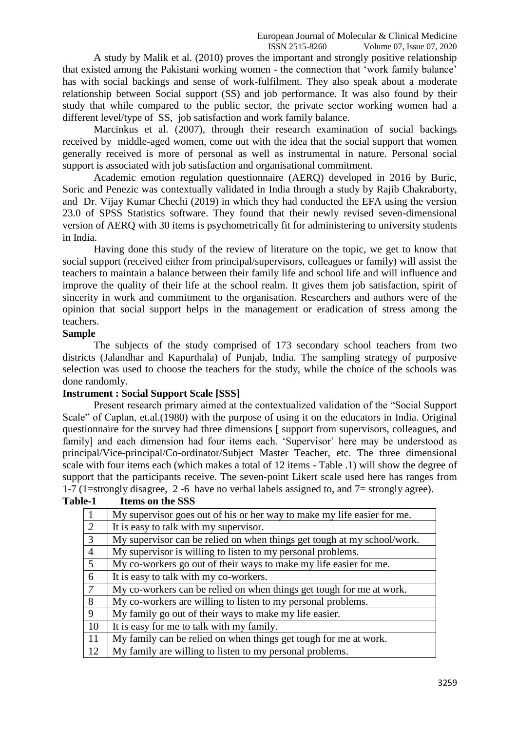A study by Malik et al. (2010) proves the important and strongly positive relationship that existed among the Pakistani working women - the connection that 'work family balance' has with social backings and sense of work-fulfilment. They also speak about a moderate relationship between Social support (SS) and job performance. It was also found by their study that while compared to the public sector, the private sector working women had a different level/type of SS, job satisfaction and work family balance.

Marcinkus et al. (2007), through their research examination of social backings received by middle-aged women, come out with the idea that the social support that women generally received is more of personal as well as instrumental in nature. Personal social support is associated with job satisfaction and organisational commitment.

Academic emotion regulation questionnaire (AERQ) developed in 2016 by Buric, Soric and Penezic was contextually validated in India through a study by Rajib Chakraborty, and Dr. Vijay Kumar Chechi (2019) in which they had conducted the EFA using the version 23.0 of SPSS Statistics software. They found that their newly revised seven-dimensional version of AERQ with 30 items is psychometrically fit for administering to university students in India.

Having done this study of the review of literature on the topic, we get to know that social support (received either from principal/supervisors, colleagues or family) will assist the teachers to maintain a balance between their family life and school life and will influence and improve the quality of their life at the school realm. It gives them job satisfaction, spirit of sincerity in work and commitment to the organisation. Researchers and authors were of the opinion that social support helps in the management or eradication of stress among the teachers.

**Sample**

The subjects of the study comprised of 173 secondary school teachers from two districts (Jalandhar and Kapurthala) of Punjab, India. The sampling strategy of purposive selection was used to choose the teachers for the study, while the choice of the schools was done randomly.

**Instrument : Social Support Scale [SSS]**

Present research primary aimed at the contextualized validation of the "Social Support Scale" of Caplan, et.al.(1980) with the purpose of using it on the educators in India. Original questionnaire for the survey had three dimensions [ support from supervisors, colleagues, and family] and each dimension had four items each. 'Supervisor' here may be understood as principal/Vice-principal/Co-ordinator/Subject Master Teacher, etc. The three dimensional scale with four items each (which makes a total of 12 items - Table .1) will show the degree of support that the participants receive. The seven-point Likert scale used here has ranges from 1-7 (1=strongly disagree, 2 -6 have no verbal labels assigned to, and 7= strongly agree).

**Table-1 Items on the SSS**

| | |
|---|---|
| 1 | My supervisor goes out of his or her way to make my life easier for me. |
| *2* | It is easy to talk with my supervisor. |
| 3 | My supervisor can be relied on when things get tough at my school/work. |
| 4 | My supervisor is willing to listen to my personal problems. |
| 5 | My co-workers go out of their ways to make my life easier for me. |
| 6 | It is easy to talk with my co-workers. |
| *7* | My co-workers can be relied on when things get tough for me at work. |
| 8 | My co-workers are willing to listen to my personal problems. |
| 9 | My family go out of their ways to make my life easier. |
| 10 | It is easy for me to talk with my family. |
| 11 | My family can be relied on when things get tough for me at work. |
| 12 | My family are willing to listen to my personal problems. |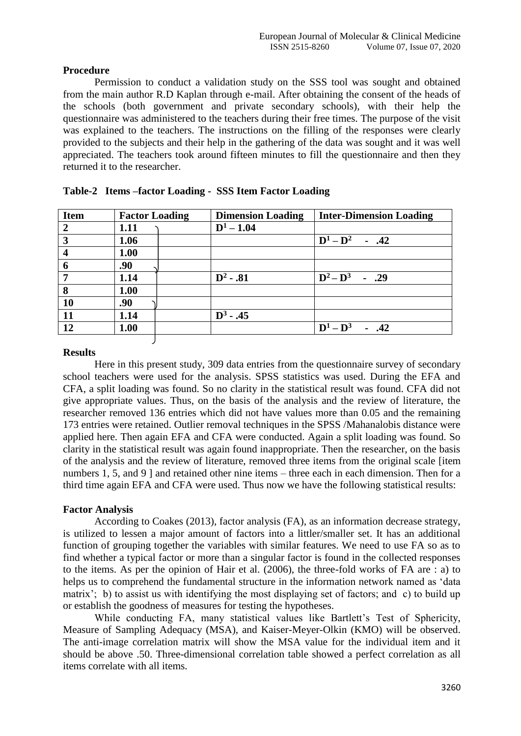**Procedure**

Permission to conduct a validation study on the SSS tool was sought and obtained from the main author R.D Kaplan through e-mail. After obtaining the consent of the heads of the schools (both government and private secondary schools), with their help the questionnaire was administered to the teachers during their free times. The purpose of the visit was explained to the teachers. The instructions on the filling of the responses were clearly provided to the subjects and their help in the gathering of the data was sought and it was well appreciated. The teachers took around fifteen minutes to fill the questionnaire and then they returned it to the researcher.

**Table-2 Items –factor Loading - SSS Item Factor Loading**

| Item | Factor Loading | Dimension Loading | Inter-Dimension Loading |
|---|---|---|---|
| 2 | 1.11 | $D^1$ – 1.04 | |
| 3 | 1.06 | | $D^1 – D^2$ - .42 |
| 4 | 1.00 | | |
| 6 | .90 | | |
| 7 | 1.14 | $D^2$ - .81 | $D^2 – D^3$ - .29 |
| 8 | 1.00 | | |
| 10 | .90 | | |
| 11 | 1.14 | $D^3$ - .45 | |
| 12 | 1.00 | | $D^1 – D^3$ - .42 |

**Results**

Here in this present study, 309 data entries from the questionnaire survey of secondary school teachers were used for the analysis. SPSS statistics was used. During the EFA and CFA, a split loading was found. So no clarity in the statistical result was found. CFA did not give appropriate values. Thus, on the basis of the analysis and the review of literature, the researcher removed 136 entries which did not have values more than 0.05 and the remaining 173 entries were retained. Outlier removal techniques in the SPSS /Mahanalobis distance were applied here. Then again EFA and CFA were conducted. Again a split loading was found. So clarity in the statistical result was again found inappropriate. Then the researcher, on the basis of the analysis and the review of literature, removed three items from the original scale [item numbers 1, 5, and 9 ] and retained other nine items – three each in each dimension. Then for a third time again EFA and CFA were used. Thus now we have the following statistical results:

**Factor Analysis**

According to Coakes (2013), factor analysis (FA), as an information decrease strategy, is utilized to lessen a major amount of factors into a littler/smaller set. It has an additional function of grouping together the variables with similar features. We need to use FA so as to find whether a typical factor or more than a singular factor is found in the collected responses to the items. As per the opinion of Hair et al. (2006), the three-fold works of FA are : a) to helps us to comprehend the fundamental structure in the information network named as 'data matrix'; b) to assist us with identifying the most displaying set of factors; and c) to build up or establish the goodness of measures for testing the hypotheses.

While conducting FA, many statistical values like Bartlett's Test of Sphericity, Measure of Sampling Adequacy (MSA), and Kaiser-Meyer-Olkin (KMO) will be observed. The anti-image correlation matrix will show the MSA value for the individual item and it should be above .50. Three-dimensional correlation table showed a perfect correlation as all items correlate with all items.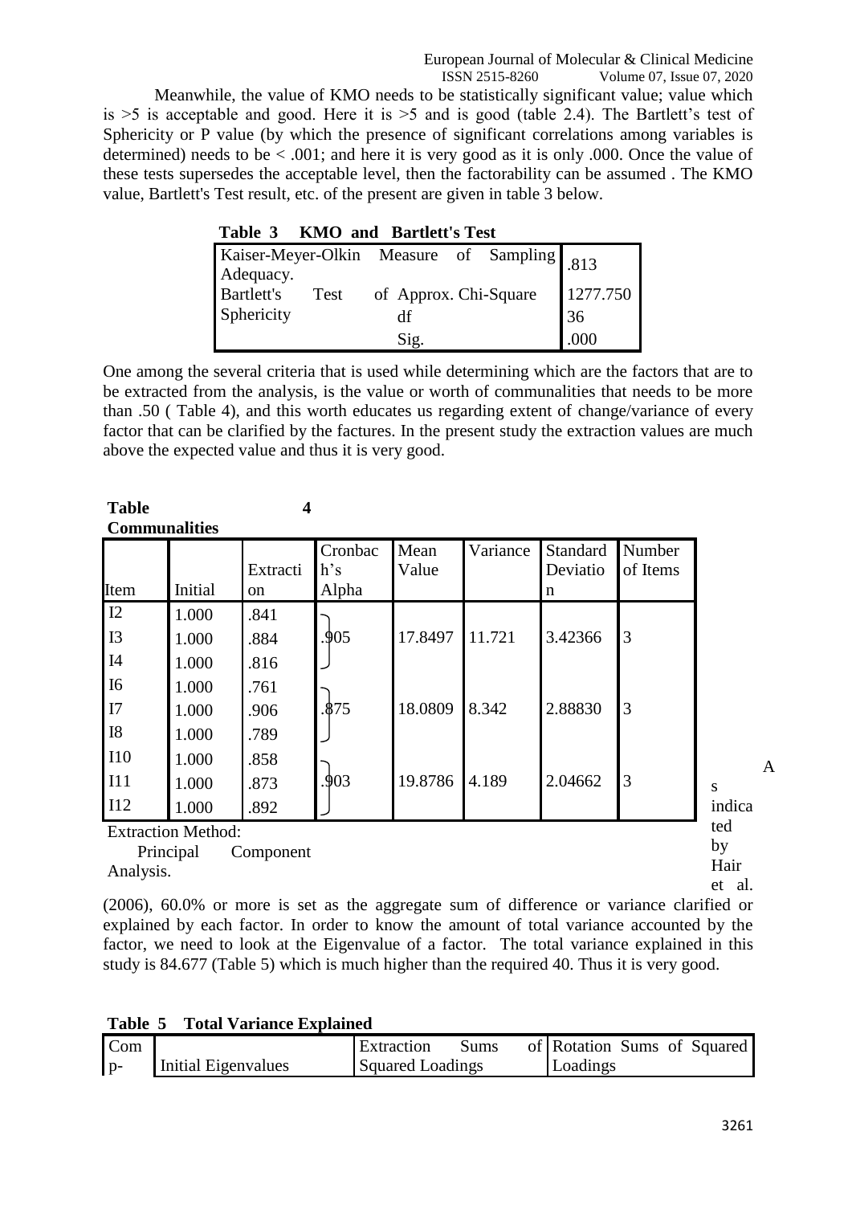Meanwhile, the value of KMO needs to be statistically significant value; value which is >5 is acceptable and good. Here it is >5 and is good (table 2.4). The Bartlett's test of Sphericity or P value (by which the presence of significant correlations among variables is determined) needs to be < .001; and here it is very good as it is only .000. Once the value of these tests supersedes the acceptable level, then the factorability can be assumed . The KMO value, Bartlett's Test result, etc. of the present are given in table 3 below.

**Table 3 KMO and Bartlett's Test**

| | | |
|---|---|---|
| Kaiser-Meyer-Olkin Measure of Sampling Adequacy. | | .813 |
| Bartlett's Test of Sphericity | Approx. Chi-Square | 1277.750 |
| | df | 36 |
| | Sig. | .000 |

One among the several criteria that is used while determining which are the factors that are to be extracted from the analysis, is the value or worth of communalities that needs to be more than .50 ( Table 4), and this worth educates us regarding extent of change/variance of every factor that can be clarified by the factures. In the present study the extraction values are much above the expected value and thus it is very good.

**Table 4 Communalities**

| Item | Initial | Extraction | Cronbach's Alpha | Mean Value | Variance | Standard Deviation | Number of Items |
|---|---|---|---|---|---|---|---|
| I2 | 1.000 | .841 | | | | | |
| I3 | 1.000 | .884 | .905 | 17.8497 | 11.721 | 3.42366 | 3 |
| I4 | 1.000 | .816 | | | | | |
| I6 | 1.000 | .761 | | | | | |
| I7 | 1.000 | .906 | .875 | 18.0809 | 8.342 | 2.88830 | 3 |
| I8 | 1.000 | .789 | | | | | |
| I10 | 1.000 | .858 | | | | | |
| I11 | 1.000 | .873 | .903 | 19.8786 | 4.189 | 2.04662 | 3 |
| I12 | 1.000 | .892 | | | | | |

Extraction Method: Principal Component Analysis.

As indicated by Hair et al. (2006), 60.0% or more is set as the aggregate sum of difference or variance clarified or explained by each factor. In order to know the amount of total variance accounted by the factor, we need to look at the Eigenvalue of a factor. The total variance explained in this study is 84.677 (Table 5) which is much higher than the required 40. Thus it is very good.

**Table 5 Total Variance Explained**

| Comp- | Initial Eigenvalues | Extraction Sums of Squared Loadings | Rotation Sums of Squared Loadings |
|---|---|---|---|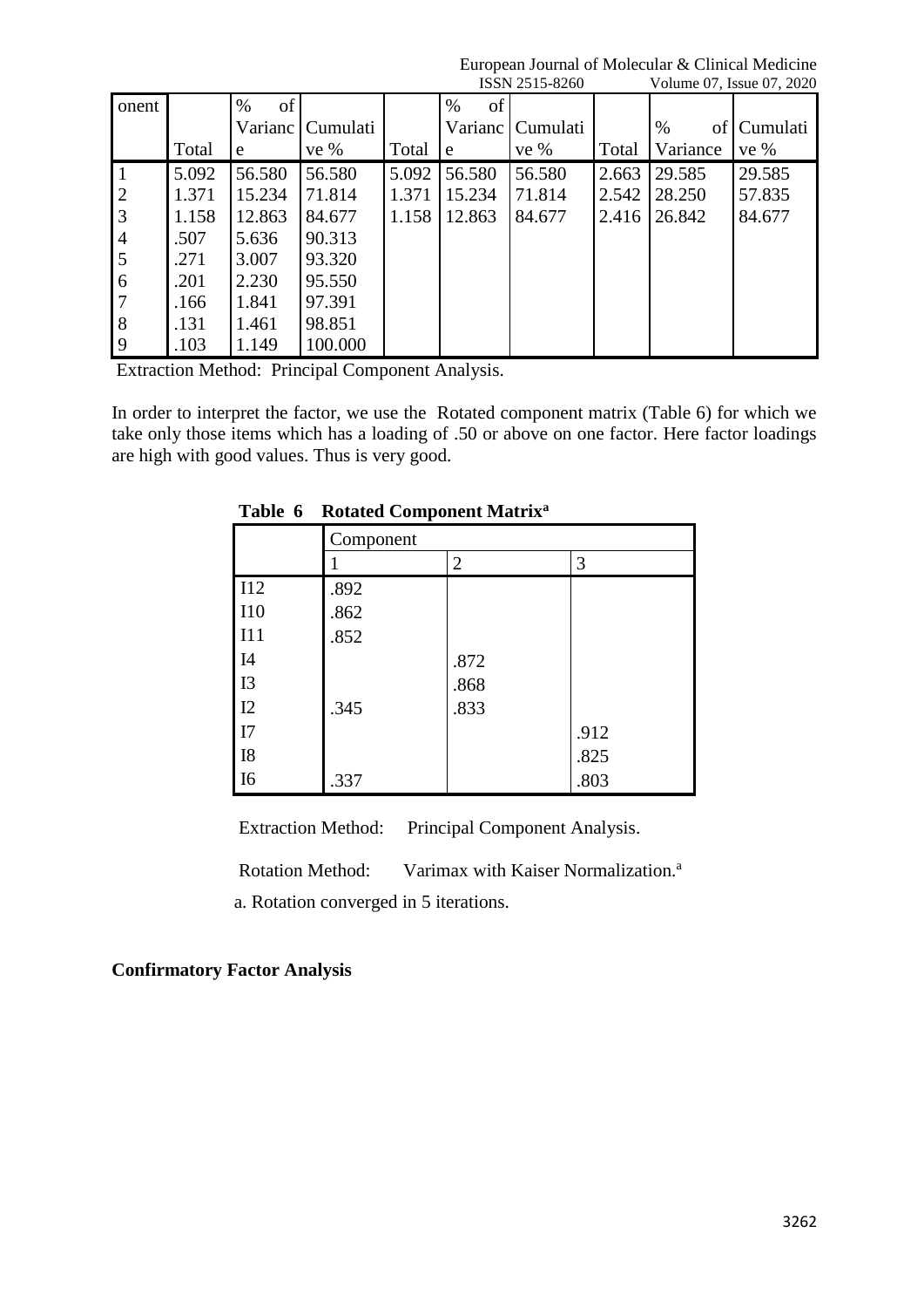| onent | Total | % of Variance | Cumulative % | Total | % of Variance | Cumulative % | Total | % of Variance | Cumulative % |
|---|---|---|---|---|---|---|---|---|---|
| 1 | 5.092 | 56.580 | 56.580 | 5.092 | 56.580 | 56.580 | 2.663 | 29.585 | 29.585 |
| 2 | 1.371 | 15.234 | 71.814 | 1.371 | 15.234 | 71.814 | 2.542 | 28.250 | 57.835 |
| 3 | 1.158 | 12.863 | 84.677 | 1.158 | 12.863 | 84.677 | 2.416 | 26.842 | 84.677 |
| 4 | .507 | 5.636 | 90.313 | | | | | | |
| 5 | .271 | 3.007 | 93.320 | | | | | | |
| 6 | .201 | 2.230 | 95.550 | | | | | | |
| 7 | .166 | 1.841 | 97.391 | | | | | | |
| 8 | .131 | 1.461 | 98.851 | | | | | | |
| 9 | .103 | 1.149 | 100.000 | | | | | | |

Extraction Method: Principal Component Analysis.

In order to interpret the factor, we use the Rotated component matrix (Table 6) for which we take only those items which has a loading of .50 or above on one factor. Here factor loadings are high with good values. Thus is very good.

**Table 6 Rotated Component Matrix[a]**

| | Component | | |
|---|---|---|---|
| | 1 | 2 | 3 |
| I12 | .892 | | |
| I10 | .862 | | |
| I11 | .852 | | |
| I4 | | .872 | |
| I3 | | .868 | |
| I2 | .345 | .833 | |
| I7 | | | .912 |
| I8 | | | .825 |
| I6 | .337 | | .803 |

Extraction Method: Principal Component Analysis.

Rotation Method: Varimax with Kaiser Normalization.[a]

a. Rotation converged in 5 iterations.

**Confirmatory Factor Analysis**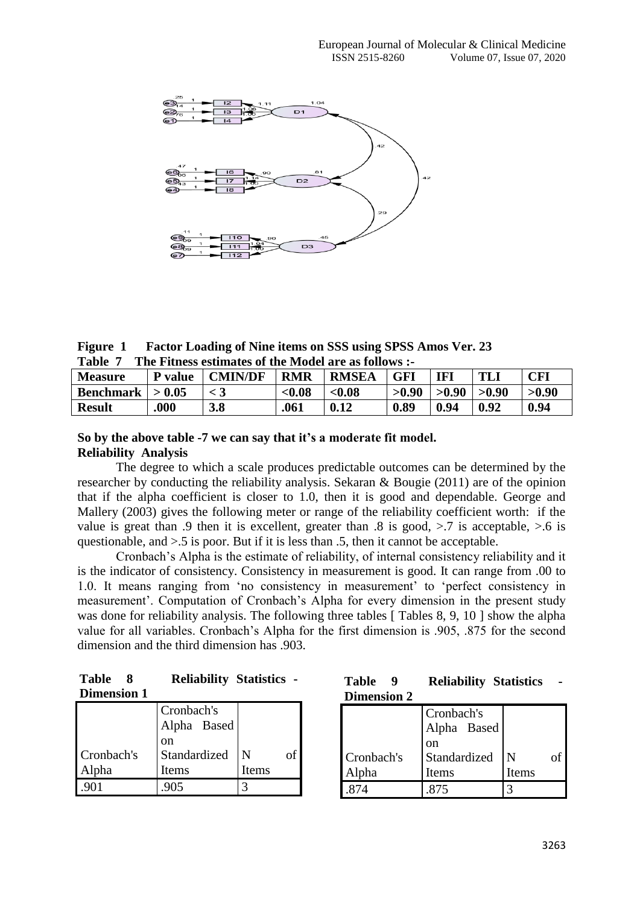**Figure 1 Factor Loading of Nine items on SSS using SPSS Amos Ver. 23**

**Table 7 The Fitness estimates of the Model are as follows :-**

| **Measure** | **P value** | **CMIN/DF** | **RMR** | **RMSEA** | **GFI** | **IFI** | **TLI** | **CFI** |
|---|---|---|---|---|---|---|---|---|
| **Benchmark** | **> 0.05** | **< 3** | **<0.08** | **<0.08** | **>0.90** | **>0.90** | **>0.90** | **>0.90** |
| **Result** | **.000** | **3.8** | **.061** | **0.12** | **0.89** | **0.94** | **0.92** | **0.94** |

**So by the above table -7 we can say that it's a moderate fit model.**

**Reliability Analysis**

The degree to which a scale produces predictable outcomes can be determined by the researcher by conducting the reliability analysis. Sekaran & Bougie (2011) are of the opinion that if the alpha coefficient is closer to 1.0, then it is good and dependable. George and Mallery (2003) gives the following meter or range of the reliability coefficient worth: if the value is great than .9 then it is excellent, greater than .8 is good, >.7 is acceptable, >.6 is questionable, and >.5 is poor. But if it is less than .5, then it cannot be acceptable.

Cronbach's Alpha is the estimate of reliability, of internal consistency reliability and it is the indicator of consistency. Consistency in measurement is good. It can range from .00 to 1.0. It means ranging from 'no consistency in measurement' to 'perfect consistency in measurement'. Computation of Cronbach's Alpha for every dimension in the present study was done for reliability analysis. The following three tables [ Tables 8, 9, 10 ] show the alpha value for all variables. Cronbach's Alpha for the first dimension is .905, .875 for the second dimension and the third dimension has .903.

**Table 8 Reliability Statistics - Dimension 1**

| Cronbach's Alpha | Cronbach's Alpha Based on Standardized Items | N of Items |
|---|---|---|
| .901 | .905 | 3 |

**Table 9 Reliability Statistics - Dimension 2**

| Cronbach's Alpha | Cronbach's Alpha Based on Standardized Items | N of Items |
|---|---|---|
| .874 | .875 | 3 |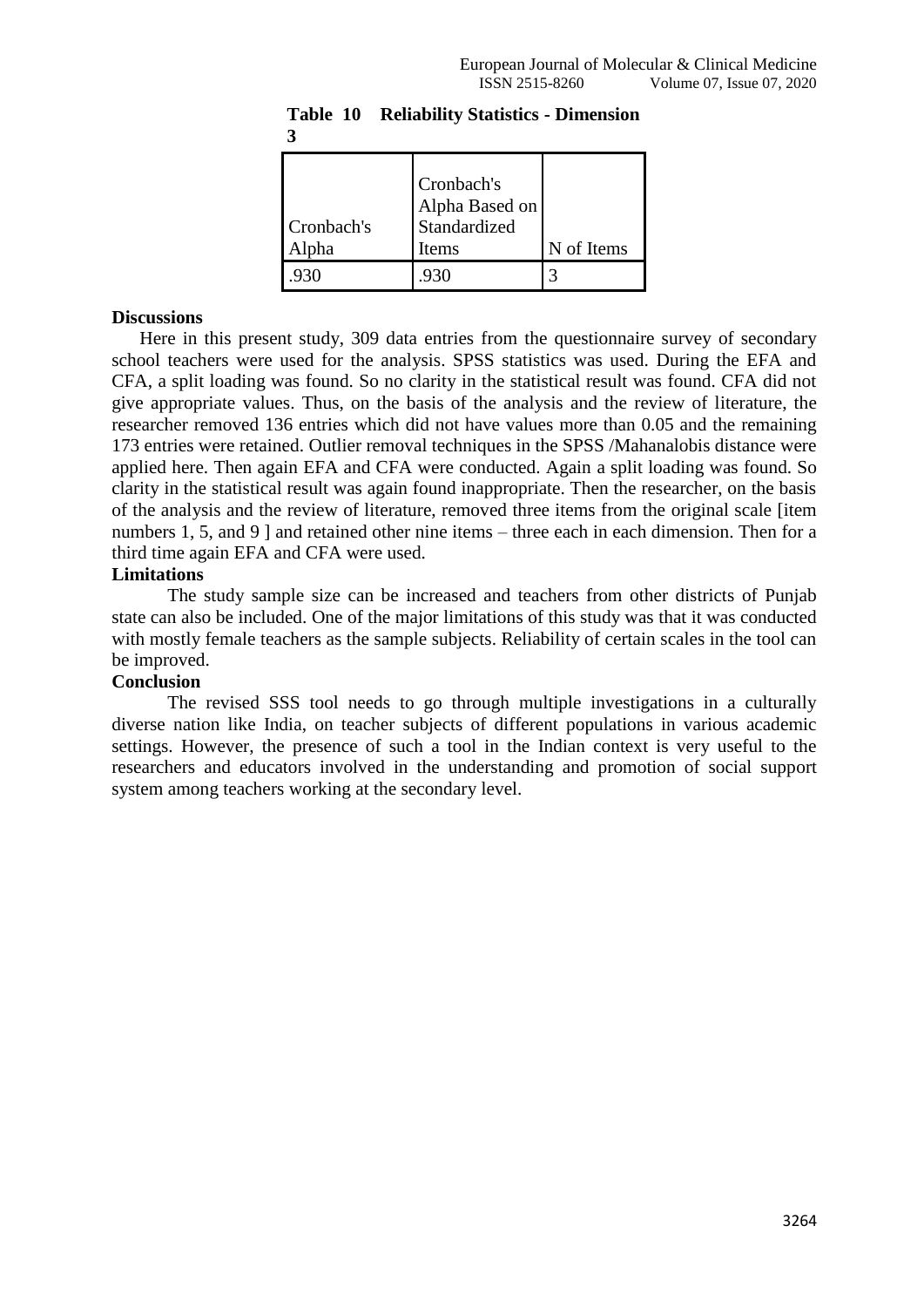**Table 10 Reliability Statistics - Dimension 3**

| Cronbach's Alpha | Cronbach's Alpha Based on Standardized Items | N of Items |
|---|---|---|
| .930 | .930 | 3 |

**Discussions**

Here in this present study, 309 data entries from the questionnaire survey of secondary school teachers were used for the analysis. SPSS statistics was used. During the EFA and CFA, a split loading was found. So no clarity in the statistical result was found. CFA did not give appropriate values. Thus, on the basis of the analysis and the review of literature, the researcher removed 136 entries which did not have values more than 0.05 and the remaining 173 entries were retained. Outlier removal techniques in the SPSS /Mahanalobis distance were applied here. Then again EFA and CFA were conducted. Again a split loading was found. So clarity in the statistical result was again found inappropriate. Then the researcher, on the basis of the analysis and the review of literature, removed three items from the original scale [item numbers 1, 5, and 9 ] and retained other nine items – three each in each dimension. Then for a third time again EFA and CFA were used.

**Limitations**

The study sample size can be increased and teachers from other districts of Punjab state can also be included. One of the major limitations of this study was that it was conducted with mostly female teachers as the sample subjects. Reliability of certain scales in the tool can be improved.

**Conclusion**

The revised SSS tool needs to go through multiple investigations in a culturally diverse nation like India, on teacher subjects of different populations in various academic settings. However, the presence of such a tool in the Indian context is very useful to the researchers and educators involved in the understanding and promotion of social support system among teachers working at the secondary level.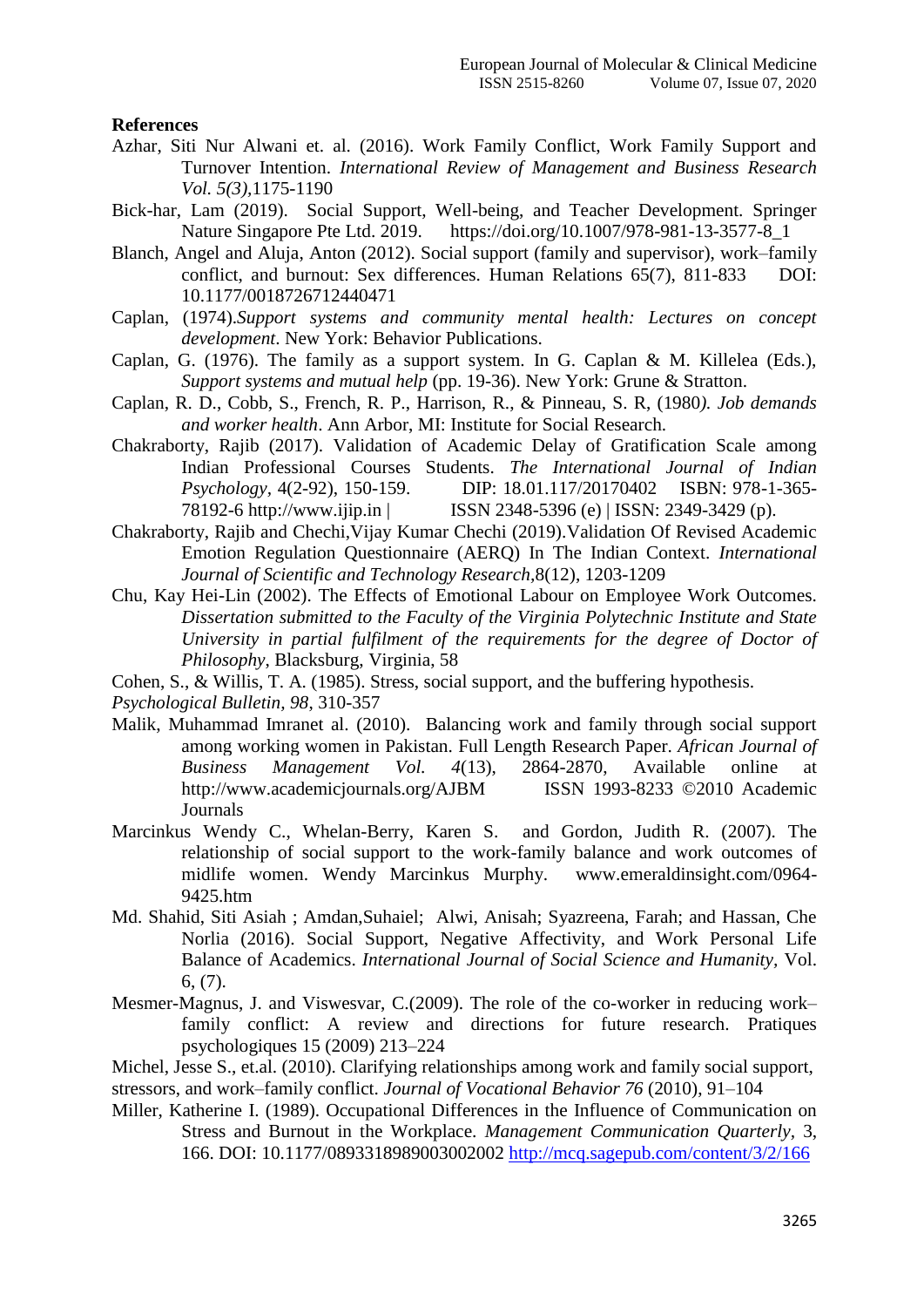**References**

Azhar, Siti Nur Alwani et. al. (2016). Work Family Conflict, Work Family Support and Turnover Intention. *International Review of Management and Business Research Vol. 5(3),*1175-1190

Bick-har, Lam (2019). Social Support, Well-being, and Teacher Development. Springer Nature Singapore Pte Ltd. 2019. https://doi.org/10.1007/978-981-13-3577-8_1

Blanch, Angel and Aluja, Anton (2012). Social support (family and supervisor), work–family conflict, and burnout: Sex differences. Human Relations 65(7), 811-833 DOI: 10.1177/0018726712440471

Caplan, (1974).*Support systems and community mental health: Lectures on concept development*. New York: Behavior Publications.

Caplan, G. (1976). The family as a support system. In G. Caplan & M. Killelea (Eds.), *Support systems and mutual help* (pp. 19-36). New York: Grune & Stratton.

Caplan, R. D., Cobb, S., French, R. P., Harrison, R., & Pinneau, S. R, (1980*). Job demands and worker health*. Ann Arbor, MI: Institute for Social Research.

Chakraborty, Rajib (2017). Validation of Academic Delay of Gratification Scale among Indian Professional Courses Students. *The International Journal of Indian Psychology,* 4(2-92), 150-159. DIP: 18.01.117/20170402 ISBN: 978-1-365-78192-6 http://www.ijip.in | ISSN 2348-5396 (e) | ISSN: 2349-3429 (p).

Chakraborty, Rajib and Chechi,Vijay Kumar Chechi (2019).Validation Of Revised Academic Emotion Regulation Questionnaire (AERQ) In The Indian Context. *International Journal of Scientific and Technology Research*,8(12), 1203-1209

Chu, Kay Hei-Lin (2002). The Effects of Emotional Labour on Employee Work Outcomes. *Dissertation submitted to the Faculty of the Virginia Polytechnic Institute and State University in partial fulfilment of the requirements for the degree of Doctor of Philosophy*, Blacksburg, Virginia, 58

Cohen, S., & Willis, T. A. (1985). Stress, social support, and the buffering hypothesis. *Psychological Bulletin, 98*, 310-357

Malik, Muhammad Imranet al. (2010). Balancing work and family through social support among working women in Pakistan. Full Length Research Paper. *African Journal of Business Management Vol. 4*(13), 2864-2870, Available online at http://www.academicjournals.org/AJBM ISSN 1993-8233 ©2010 Academic Journals

Marcinkus Wendy C., Whelan-Berry, Karen S. and Gordon, Judith R. (2007). The relationship of social support to the work-family balance and work outcomes of midlife women. Wendy Marcinkus Murphy. www.emeraldinsight.com/0964-9425.htm

Md. Shahid, Siti Asiah ; Amdan,Suhaiel; Alwi, Anisah; Syazreena, Farah; and Hassan, Che Norlia (2016). Social Support, Negative Affectivity, and Work Personal Life Balance of Academics. *International Journal of Social Science and Humanity,* Vol. 6, (7).

Mesmer-Magnus, J. and Viswesvar, C.(2009). The role of the co-worker in reducing work–family conflict: A review and directions for future research. Pratiques psychologiques 15 (2009) 213–224

Michel, Jesse S., et.al. (2010). Clarifying relationships among work and family social support, stressors, and work–family conflict. *Journal of Vocational Behavior 76* (2010), 91–104

Miller, Katherine I. (1989). Occupational Differences in the Influence of Communication on Stress and Burnout in the Workplace. *Management Communication Quarterly*, 3, 166. DOI: 10.1177/0893318989003002002 http://mcq.sagepub.com/content/3/2/166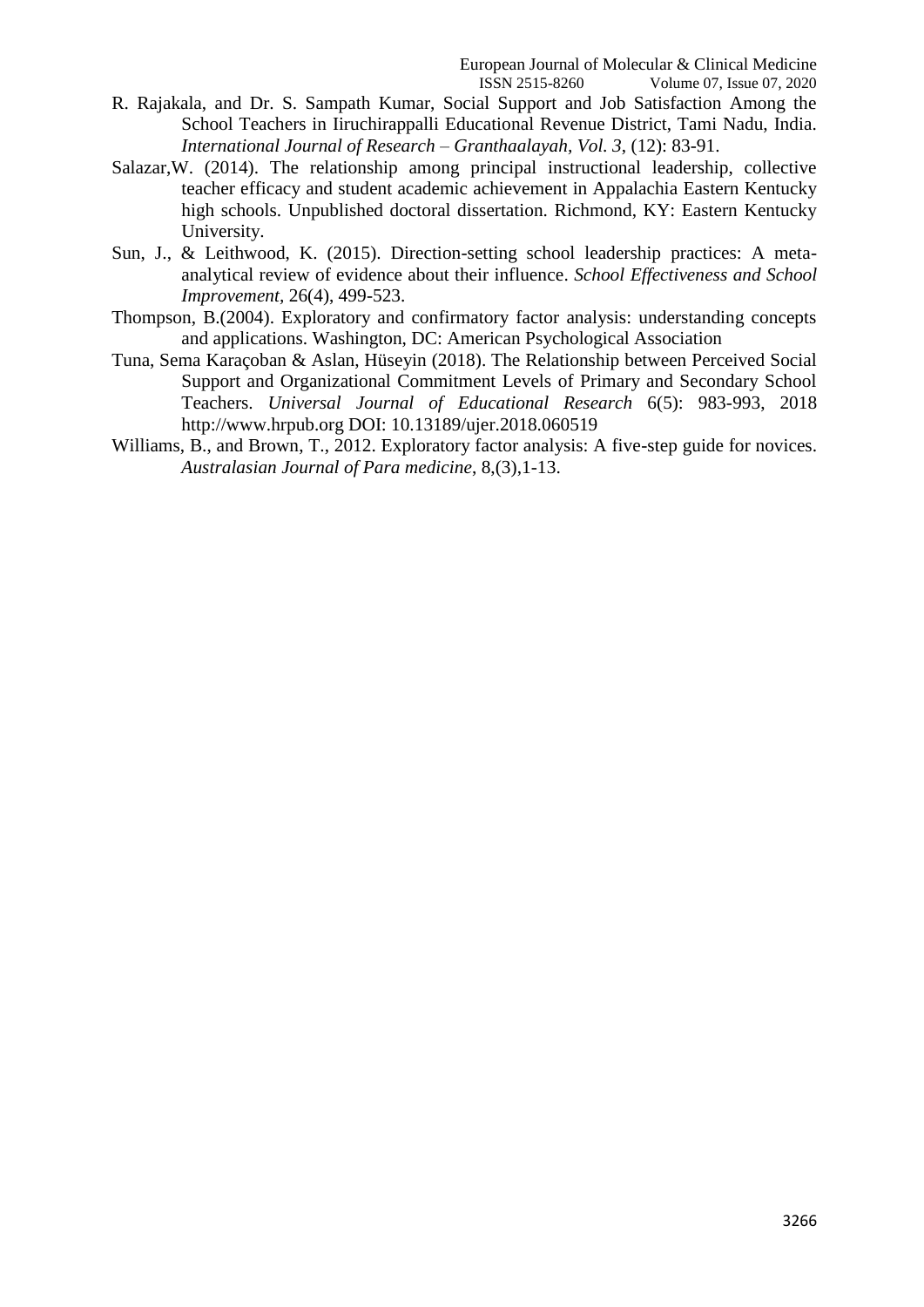R. Rajakala, and Dr. S. Sampath Kumar, Social Support and Job Satisfaction Among the School Teachers in Iiruchirappalli Educational Revenue District, Tami Nadu, India. *International Journal of Research – Granthaalayah, Vol. 3*, (12): 83-91.

Salazar,W. (2014). The relationship among principal instructional leadership, collective teacher efficacy and student academic achievement in Appalachia Eastern Kentucky high schools. Unpublished doctoral dissertation. Richmond, KY: Eastern Kentucky University.

Sun, J., & Leithwood, K. (2015). Direction-setting school leadership practices: A meta-analytical review of evidence about their influence. *School Effectiveness and School Improvement*, 26(4), 499-523.

Thompson, B.(2004). Exploratory and confirmatory factor analysis: understanding concepts and applications. Washington, DC: American Psychological Association

Tuna, Sema Karaçoban & Aslan, Hüseyin (2018). The Relationship between Perceived Social Support and Organizational Commitment Levels of Primary and Secondary School Teachers. *Universal Journal of Educational Research* 6(5): 983-993, 2018 http://www.hrpub.org DOI: 10.13189/ujer.2018.060519

Williams, B., and Brown, T., 2012. Exploratory factor analysis: A five-step guide for novices. *Australasian Journal of Para medicine*, 8,(3),1-13.